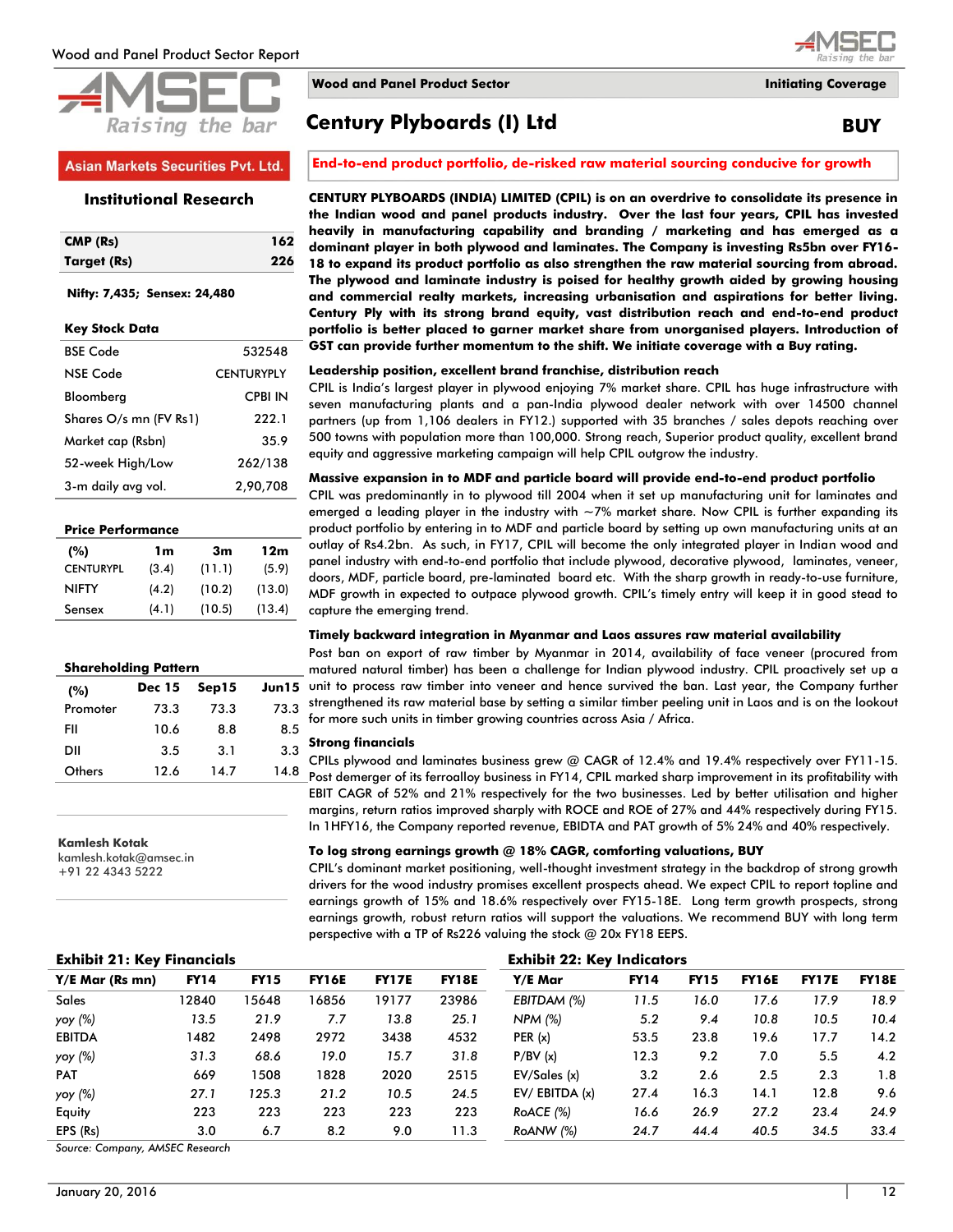Wood and Panel Product Sector Report

**AMSEC** Raising the bar

**Asian Markets Securities Pvt. Ltd.**

**Institutional Research**

| | |
|---|---|
| **CMP (Rs)** | **162** |
| **Target (Rs)** | **226** |

**Nifty: 7,435; Sensex: 24,480**

**Key Stock Data**

| | |
|---|---|
| BSE Code | 532548 |
| NSE Code | CENTURYPLY |
| Bloomberg | CPBI IN |
| Shares O/s mn (FV Rs1) | 222.1 |
| Market cap (Rsbn) | 35.9 |
| 52-week High/Low | 262/138 |
| 3-m daily avg vol. | 2,90,708 |

**Price Performance**

| (%) | 1m | 3m | 12m |
|---|---|---|---|
| CENTURYPL | (3.4) | (11.1) | (5.9) |
| NIFTY | (4.2) | (10.2) | (13.0) |
| Sensex | (4.1) | (10.5) | (13.4) |

**Shareholding Pattern**

| (%) | Dec 15 | Sep15 | Jun15 |
|---|---|---|---|
| Promoter | 73.3 | 73.3 | 73.3 |
| FII | 10.6 | 8.8 | 8.5 |
| DII | 3.5 | 3.1 | 3.3 |
| Others | 12.6 | 14.7 | 14.8 |

**Kamlesh Kotak**
kamlesh.kotak@amsec.in
+91 22 4343 5222

**Wood and Panel Product Sector** — **Initiating Coverage**

# Century Plyboards (I) Ltd

**BUY**

**End-to-end product portfolio, de-risked raw material sourcing conducive for growth**

**CENTURY PLYBOARDS (INDIA) LIMITED (CPIL) is on an overdrive to consolidate its presence in the Indian wood and panel products industry. Over the last four years, CPIL has invested heavily in manufacturing capability and branding / marketing and has emerged as a dominant player in both plywood and laminates. The Company is investing Rs5bn over FY16-18 to expand its product portfolio as also strengthen the raw material sourcing from abroad. The plywood and laminate industry is poised for healthy growth aided by growing housing and commercial realty markets, increasing urbanisation and aspirations for better living. Century Ply with its strong brand equity, vast distribution reach and end-to-end product portfolio is better placed to garner market share from unorganised players. Introduction of GST can provide further momentum to the shift. We initiate coverage with a Buy rating.**

**Leadership position, excellent brand franchise, distribution reach**

CPIL is India's largest player in plywood enjoying 7% market share. CPIL has huge infrastructure with seven manufacturing plants and a pan-India plywood dealer network with over 14500 channel partners (up from 1,106 dealers in FY12.) supported with 35 branches / sales depots reaching over 500 towns with population more than 100,000. Strong reach, Superior product quality, excellent brand equity and aggressive marketing campaign will help CPIL outgrow the industry.

**Massive expansion in to MDF and particle board will provide end-to-end product portfolio**

CPIL was predominantly in to plywood till 2004 when it set up manufacturing unit for laminates and emerged a leading player in the industry with ~7% market share. Now CPIL is further expanding its product portfolio by entering in to MDF and particle board by setting up own manufacturing units at an outlay of Rs4.2bn. As such, in FY17, CPIL will become the only integrated player in Indian wood and panel industry with end-to-end portfolio that include plywood, decorative plywood, laminates, veneer, doors, MDF, particle board, pre-laminated board etc. With the sharp growth in ready-to-use furniture, MDF growth in expected to outpace plywood growth. CPIL's timely entry will keep it in good stead to capture the emerging trend.

**Timely backward integration in Myanmar and Laos assures raw material availability**

Post ban on export of raw timber by Myanmar in 2014, availability of face veneer (procured from matured natural timber) has been a challenge for Indian plywood industry. CPIL proactively set up a unit to process raw timber into veneer and hence survived the ban. Last year, the Company further strengthened its raw material base by setting a similar timber peeling unit in Laos and is on the lookout for more such units in timber growing countries across Asia / Africa.

**Strong financials**

CPILs plywood and laminates business grew @ CAGR of 12.4% and 19.4% respectively over FY11-15. Post demerger of its ferroalloy business in FY14, CPIL marked sharp improvement in its profitability with EBIT CAGR of 52% and 21% respectively for the two businesses. Led by better utilisation and higher margins, return ratios improved sharply with ROCE and ROE of 27% and 44% respectively during FY15. In 1HFY16, the Company reported revenue, EBIDTA and PAT growth of 5% 24% and 40% respectively.

**To log strong earnings growth @ 18% CAGR, comforting valuations, BUY**

CPIL's dominant market positioning, well-thought investment strategy in the backdrop of strong growth drivers for the wood industry promises excellent prospects ahead. We expect CPIL to report topline and earnings growth of 15% and 18.6% respectively over FY15-18E. Long term growth prospects, strong earnings growth, robust return ratios will support the valuations. We recommend BUY with long term perspective with a TP of Rs226 valuing the stock @ 20x FY18 EEPS.

**Exhibit 21: Key Financials**

| Y/E Mar (Rs mn) | FY14 | FY15 | FY16E | FY17E | FY18E |
|---|---|---|---|---|---|
| Sales | 12840 | 15648 | 16856 | 19177 | 23986 |
| *yoy (%)* | *13.5* | *21.9* | *7.7* | *13.8* | *25.1* |
| EBITDA | 1482 | 2498 | 2972 | 3438 | 4532 |
| *yoy (%)* | *31.3* | *68.6* | *19.0* | *15.7* | *31.8* |
| PAT | 669 | 1508 | 1828 | 2020 | 2515 |
| *yoy (%)* | *27.1* | *125.3* | *21.2* | *10.5* | *24.5* |
| Equity | 223 | 223 | 223 | 223 | 223 |
| EPS (Rs) | 3.0 | 6.7 | 8.2 | 9.0 | 11.3 |

*Source: Company, AMSEC Research*

**Exhibit 22: Key Indicators**

| Y/E Mar | FY14 | FY15 | FY16E | FY17E | FY18E |
|---|---|---|---|---|---|
| *EBITDAM (%)* | *11.5* | *16.0* | *17.6* | *17.9* | *18.9* |
| *NPM (%)* | *5.2* | *9.4* | *10.8* | *10.5* | *10.4* |
| PER (x) | 53.5 | 23.8 | 19.6 | 17.7 | 14.2 |
| P/BV (x) | 12.3 | 9.2 | 7.0 | 5.5 | 4.2 |
| EV/Sales (x) | 3.2 | 2.6 | 2.5 | 2.3 | 1.8 |
| EV/ EBITDA (x) | 27.4 | 16.3 | 14.1 | 12.8 | 9.6 |
| *RoACE (%)* | *16.6* | *26.9* | *27.2* | *23.4* | *24.9* |
| *RoANW (%)* | *24.7* | *44.4* | *40.5* | *34.5* | *33.4* |

January 20, 2016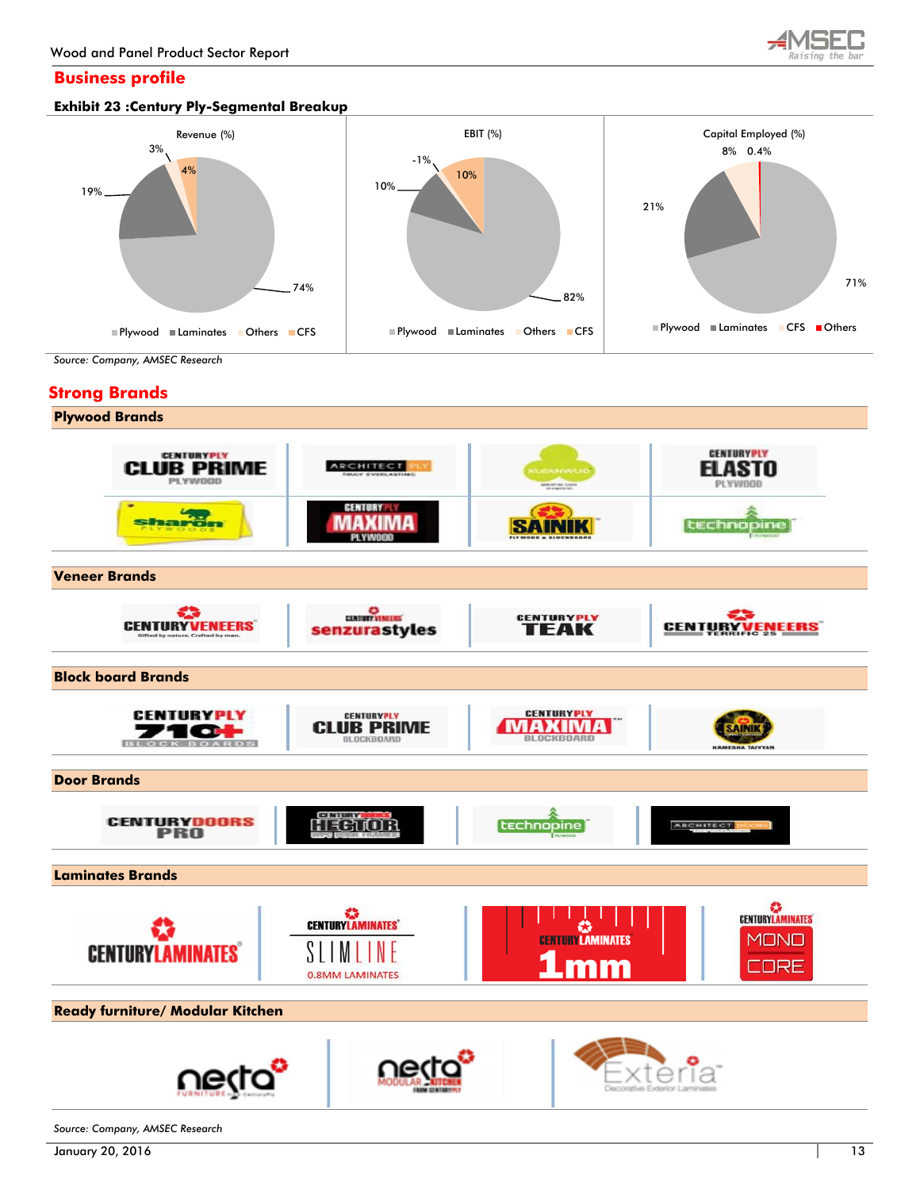## Business profile

**Exhibit 23 :Century Ply-Segmental Breakup**

Revenue (%)

| Segment | Revenue (%) |
|---|---|
| Plywood | 74% |
| Laminates | 19% |
| Others | 3% |
| CFS | 4% |

EBIT (%)

| Segment | EBIT (%) |
|---|---|
| Plywood | 82% |
| Laminates | 10% |
| Others | -1% |
| CFS | 10% |

Capital Employed (%)

| Segment | Capital Employed (%) |
|---|---|
| Plywood | 71% |
| Laminates | 21% |
| CFS | 8% |
| Others | 0.4% |

*Source: Company, AMSEC Research*

## Strong Brands

**Plywood Brands**

CenturyPly Club Prime Plywood | Architect Ply | Kleanwud | CenturyPly Elasto Plywood | Sharon Plywoods | CenturyPly Maxima Plywood | Sainik | Technopine

**Veneer Brands**

Century Veneers | Century Veneers Senzura Styles | CenturyPly Teak | Century Veneers Terrific 25

**Block board Brands**

CenturyPly 710+ Block Boards | CenturyPly Club Prime Blockboard | CenturyPly Maxima Blockboard | Sainik

**Door Brands**

Century Doors Pro | Century Doors Hector | Technopine | Architect Doors

**Laminates Brands**

Century Laminates | Century Laminates Slimline 0.8MM Laminates | Century Laminates 1mm | Century Laminates Mono Core

**Ready furniture/ Modular Kitchen**

Nesta Furniture | Nesta Modular Kitchen | Exteria Decorative Exterior Laminates

*Source: Company, AMSEC Research*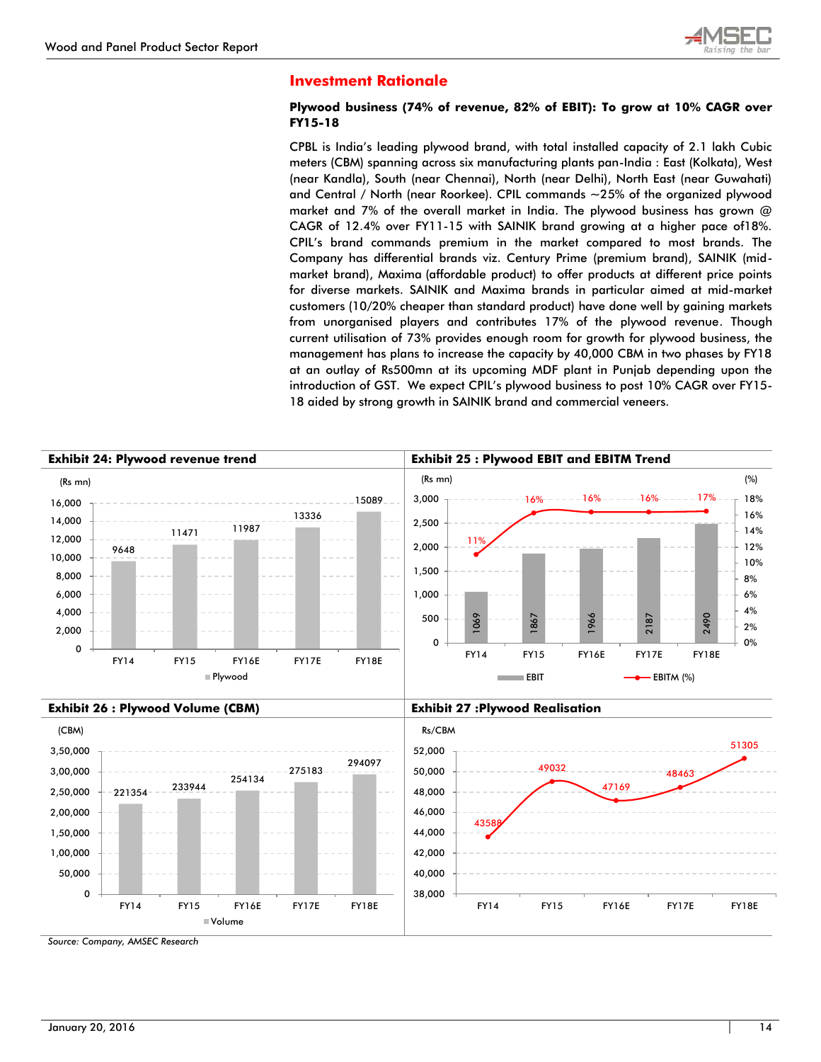## Investment Rationale

**Plywood business (74% of revenue, 82% of EBIT): To grow at 10% CAGR over FY15-18**

CPBL is India's leading plywood brand, with total installed capacity of 2.1 lakh Cubic meters (CBM) spanning across six manufacturing plants pan-India : East (Kolkata), West (near Kandla), South (near Chennai), North (near Delhi), North East (near Guwahati) and Central / North (near Roorkee). CPIL commands ~25% of the organized plywood market and 7% of the overall market in India. The plywood business has grown @ CAGR of 12.4% over FY11-15 with SAINIK brand growing at a higher pace of18%. CPIL's brand commands premium in the market compared to most brands. The Company has differential brands viz. Century Prime (premium brand), SAINIK (mid-market brand), Maxima (affordable product) to offer products at different price points for diverse markets. SAINIK and Maxima brands in particular aimed at mid-market customers (10/20% cheaper than standard product) have done well by gaining markets from unorganised players and contributes 17% of the plywood revenue. Though current utilisation of 73% provides enough room for growth for plywood business, the management has plans to increase the capacity by 40,000 CBM in two phases by FY18 at an outlay of Rs500mn at its upcoming MDF plant in Punjab depending upon the introduction of GST. We expect CPIL's plywood business to post 10% CAGR over FY15-18 aided by strong growth in SAINIK brand and commercial veneers.

**Exhibit 24: Plywood revenue trend**

| (Rs mn) | FY14 | FY15 | FY16E | FY17E | FY18E |
|---|---|---|---|---|---|
| Plywood | 9648 | 11471 | 11987 | 13336 | 15089 |

**Exhibit 25 : Plywood EBIT and EBITM Trend**

| | FY14 | FY15 | FY16E | FY17E | FY18E |
|---|---|---|---|---|---|
| EBIT (Rs mn) | 1069 | 1867 | 1966 | 2187 | 2490 |
| EBITM (%) | 11% | 16% | 16% | 16% | 17% |

**Exhibit 26 : Plywood Volume (CBM)**

| (CBM) | FY14 | FY15 | FY16E | FY17E | FY18E |
|---|---|---|---|---|---|
| Volume | 221354 | 233944 | 254134 | 275183 | 294097 |

**Exhibit 27 :Plywood Realisation**

| Rs/CBM | FY14 | FY15 | FY16E | FY17E | FY18E |
|---|---|---|---|---|---|
| Realisation | 43588 | 49032 | 47169 | 48463 | 51305 |

*Source: Company, AMSEC Research*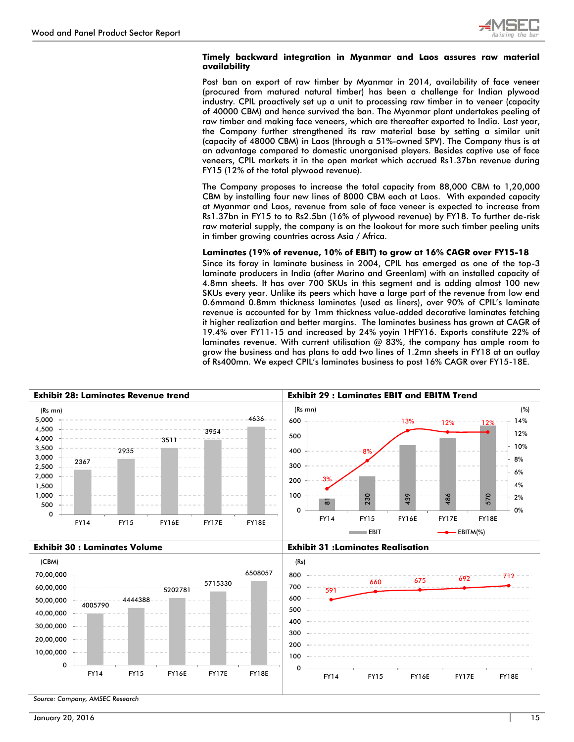### Timely backward integration in Myanmar and Laos assures raw material availability

Post ban on export of raw timber by Myanmar in 2014, availability of face veneer (procured from matured natural timber) has been a challenge for Indian plywood industry. CPIL proactively set up a unit to processing raw timber in to veneer (capacity of 40000 CBM) and hence survived the ban. The Myanmar plant undertakes peeling of raw timber and making face veneers, which are thereafter exported to India. Last year, the Company further strengthened its raw material base by setting a similar unit (capacity of 48000 CBM) in Laos (through a 51%-owned SPV). The Company thus is at an advantage compared to domestic unorganised players. Besides captive use of face veneers, CPIL markets it in the open market which accrued Rs1.37bn revenue during FY15 (12% of the total plywood revenue).

The Company proposes to increase the total capacity from 88,000 CBM to 1,20,000 CBM by installing four new lines of 8000 CBM each at Laos. With expanded capacity at Myanmar and Laos, revenue from sale of face veneer is expected to increase from Rs1.37bn in FY15 to to Rs2.5bn (16% of plywood revenue) by FY18. To further de-risk raw material supply, the company is on the lookout for more such timber peeling units in timber growing countries across Asia / Africa.

### Laminates (19% of revenue, 10% of EBIT) to grow at 16% CAGR over FY15-18

Since its foray in laminate business in 2004, CPIL has emerged as one of the top-3 laminate producers in India (after Marino and Greenlam) with an installed capacity of 4.8mn sheets. It has over 700 SKUs in this segment and is adding almost 100 new SKUs every year. Unlike its peers which have a large part of the revenue from low end 0.6mmand 0.8mm thickness laminates (used as liners), over 90% of CPIL's laminate revenue is accounted for by 1mm thickness value-added decorative laminates fetching it higher realization and better margins. The laminates business has grown at CAGR of 19.4% over FY11-15 and increased by 24% yoyin 1HFY16. Exports constitute 22% of laminates revenue. With current utilisation @ 83%, the company has ample room to grow the business and has plans to add two lines of 1.2mn sheets in FY18 at an outlay of Rs400mn. We expect CPIL's laminates business to post 16% CAGR over FY15-18E.

**Exhibit 28: Laminates Revenue trend**

| (Rs mn) | FY14 | FY15 | FY16E | FY17E | FY18E |
|---|---|---|---|---|---|
| Revenue | 2367 | 2935 | 3511 | 3954 | 4636 |

**Exhibit 29 : Laminates EBIT and EBITM Trend**

| | FY14 | FY15 | FY16E | FY17E | FY18E |
|---|---|---|---|---|---|
| EBIT (Rs mn) | 81 | 230 | 439 | 486 | 570 |
| EBITM(%) | 3% | 8% | 13% | 12% | 12% |

**Exhibit 30 : Laminates Volume**

| (CBM) | FY14 | FY15 | FY16E | FY17E | FY18E |
|---|---|---|---|---|---|
| Volume | 4005790 | 4444388 | 5202781 | 5715330 | 6508057 |

**Exhibit 31 :Laminates Realisation**

| (Rs) | FY14 | FY15 | FY16E | FY17E | FY18E |
|---|---|---|---|---|---|
| Realisation | 591 | 660 | 675 | 692 | 712 |

*Source: Company, AMSEC Research*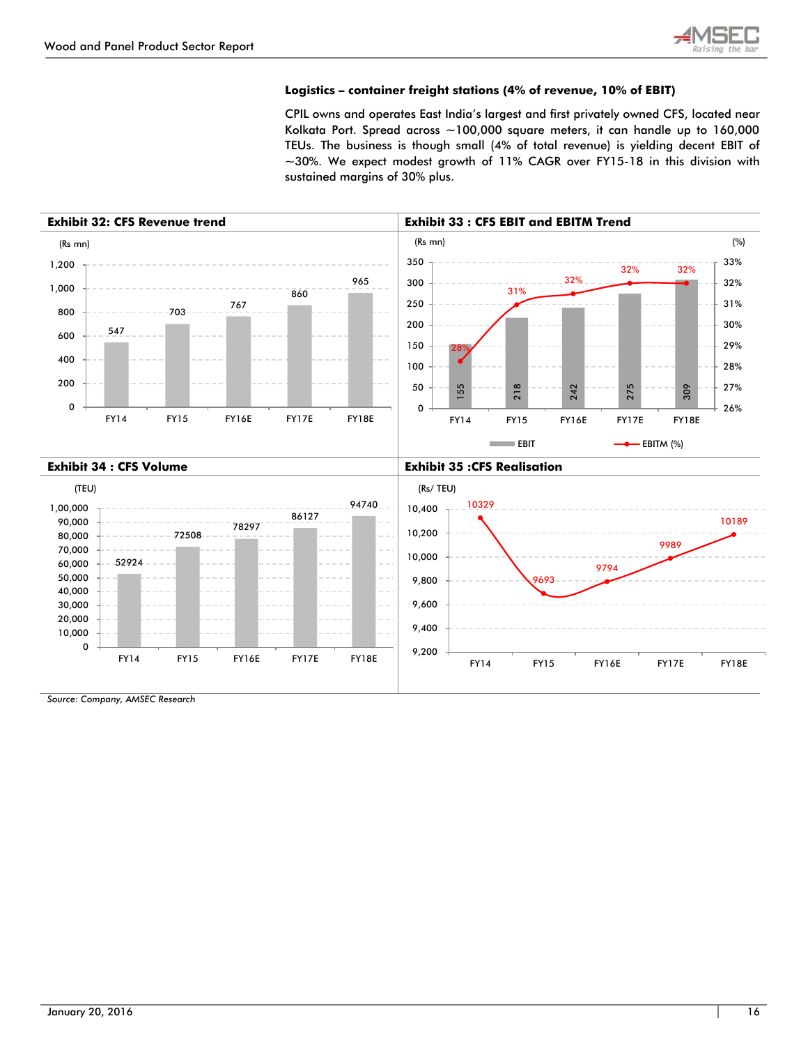### Logistics – container freight stations (4% of revenue, 10% of EBIT)

CPIL owns and operates East India's largest and first privately owned CFS, located near Kolkata Port. Spread across ~100,000 square meters, it can handle up to 160,000 TEUs. The business is though small (4% of total revenue) is yielding decent EBIT of ~30%. We expect modest growth of 11% CAGR over FY15-18 in this division with sustained margins of 30% plus.

**Exhibit 32: CFS Revenue trend**

(Rs mn)

| | FY14 | FY15 | FY16E | FY17E | FY18E |
|---|---|---|---|---|---|
| Revenue | 547 | 703 | 767 | 860 | 965 |

**Exhibit 33 : CFS EBIT and EBITM Trend**

(Rs mn) / (%)

| | FY14 | FY15 | FY16E | FY17E | FY18E |
|---|---|---|---|---|---|
| EBIT | 155 | 218 | 242 | 275 | 309 |
| EBITM (%) | 28% | 31% | 32% | 32% | 32% |

**Exhibit 34 : CFS Volume**

(TEU)

| | FY14 | FY15 | FY16E | FY17E | FY18E |
|---|---|---|---|---|---|
| Volume | 52924 | 72508 | 78297 | 86127 | 94740 |

**Exhibit 35 :CFS Realisation**

(Rs/ TEU)

| | FY14 | FY15 | FY16E | FY17E | FY18E |
|---|---|---|---|---|---|
| Realisation | 10329 | 9693 | 9794 | 9989 | 10189 |

*Source: Company, AMSEC Research*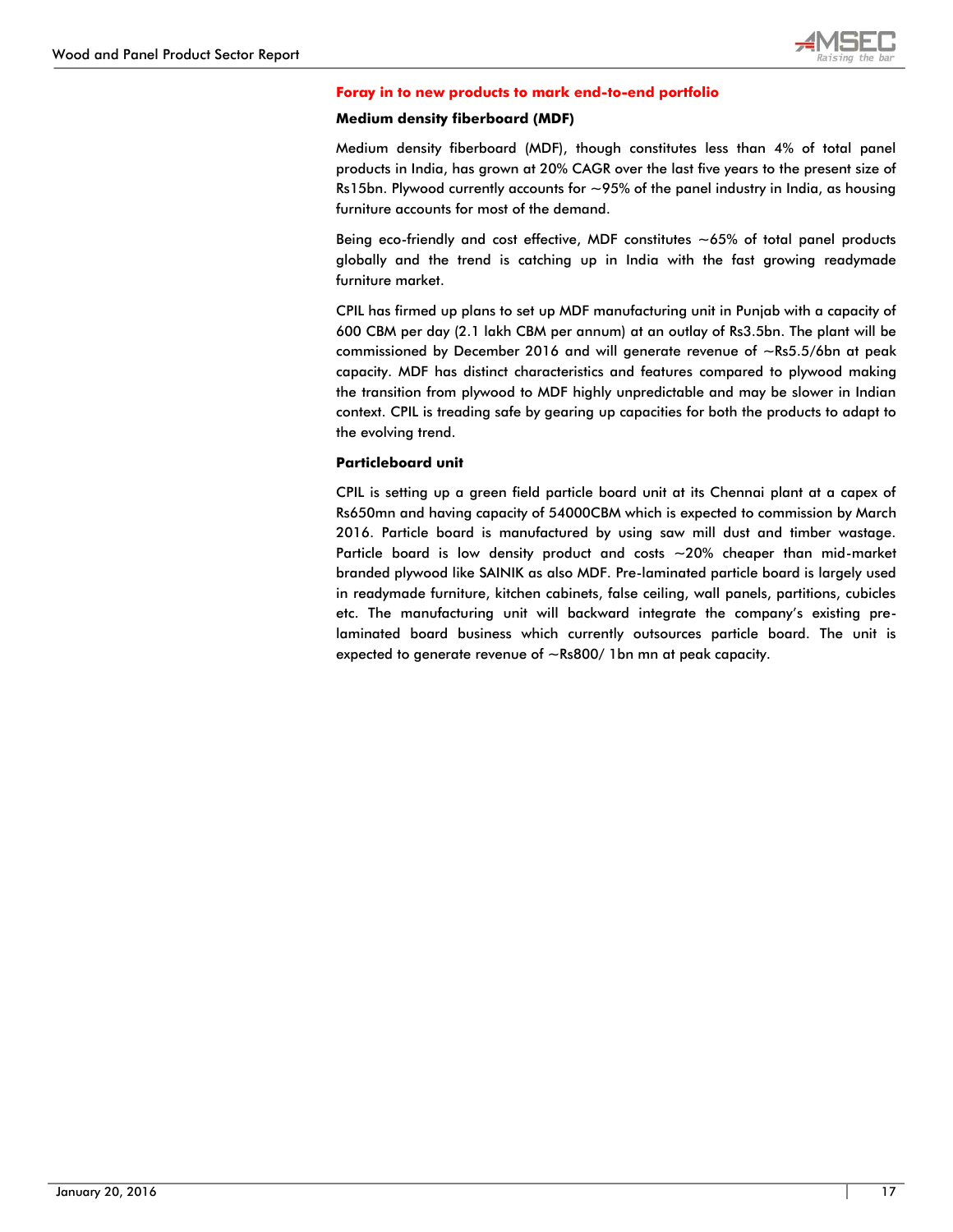## Foray in to new products to mark end-to-end portfolio

### Medium density fiberboard (MDF)

Medium density fiberboard (MDF), though constitutes less than 4% of total panel products in India, has grown at 20% CAGR over the last five years to the present size of Rs15bn. Plywood currently accounts for ~95% of the panel industry in India, as housing furniture accounts for most of the demand.

Being eco-friendly and cost effective, MDF constitutes ~65% of total panel products globally and the trend is catching up in India with the fast growing readymade furniture market.

CPIL has firmed up plans to set up MDF manufacturing unit in Punjab with a capacity of 600 CBM per day (2.1 lakh CBM per annum) at an outlay of Rs3.5bn. The plant will be commissioned by December 2016 and will generate revenue of ~Rs5.5/6bn at peak capacity. MDF has distinct characteristics and features compared to plywood making the transition from plywood to MDF highly unpredictable and may be slower in Indian context. CPIL is treading safe by gearing up capacities for both the products to adapt to the evolving trend.

### Particleboard unit

CPIL is setting up a green field particle board unit at its Chennai plant at a capex of Rs650mn and having capacity of 54000CBM which is expected to commission by March 2016. Particle board is manufactured by using saw mill dust and timber wastage. Particle board is low density product and costs ~20% cheaper than mid-market branded plywood like SAINIK as also MDF. Pre-laminated particle board is largely used in readymade furniture, kitchen cabinets, false ceiling, wall panels, partitions, cubicles etc. The manufacturing unit will backward integrate the company's existing pre-laminated board business which currently outsources particle board. The unit is expected to generate revenue of ~Rs800/ 1bn mn at peak capacity.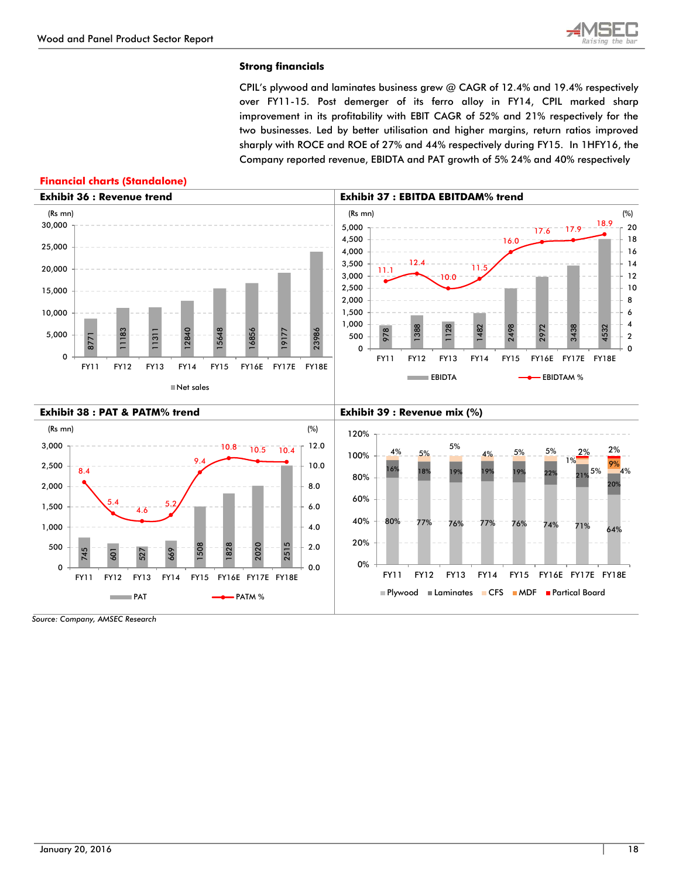## Strong financials

CPIL's plywood and laminates business grew @ CAGR of 12.4% and 19.4% respectively over FY11-15. Post demerger of its ferro alloy in FY14, CPIL marked sharp improvement in its profitability with EBIT CAGR of 52% and 21% respectively for the two businesses. Led by better utilisation and higher margins, return ratios improved sharply with ROCE and ROE of 27% and 44% respectively during FY15. In 1HFY16, the Company reported revenue, EBIDTA and PAT growth of 5% 24% and 40% respectively

### Financial charts (Standalone)

**Exhibit 36 : Revenue trend**

| (Rs mn) | FY11 | FY12 | FY13 | FY14 | FY15 | FY16E | FY17E | FY18E |
|---|---|---|---|---|---|---|---|---|
| Net sales | 8771 | 11183 | 11311 | 12840 | 15648 | 16856 | 19177 | 23986 |

**Exhibit 37 : EBITDA EBITDAM% trend**

| | FY11 | FY12 | FY13 | FY14 | FY15 | FY16E | FY17E | FY18E |
|---|---|---|---|---|---|---|---|---|
| EBIDTA (Rs mn) | 978 | 1388 | 1128 | 1482 | 2498 | 2972 | 3438 | 4532 |
| EBIDTAM % | 11.1 | 12.4 | 10.0 | 11.5 | 16.0 | 17.6 | 17.9 | 18.9 |

**Exhibit 38 : PAT & PATM% trend**

| | FY11 | FY12 | FY13 | FY14 | FY15 | FY16E | FY17E | FY18E |
|---|---|---|---|---|---|---|---|---|
| PAT (Rs mn) | 745 | 601 | 527 | 669 | 1508 | 1828 | 2020 | 2515 |
| PATM % | 8.4 | 5.4 | 4.6 | 5.2 | 9.4 | 10.8 | 10.5 | 10.4 |

**Exhibit 39 : Revenue mix (%)**

| | FY11 | FY12 | FY13 | FY14 | FY15 | FY16E | FY17E | FY18E |
|---|---|---|---|---|---|---|---|---|
| Plywood | 80% | 77% | 76% | 77% | 76% | 74% | 71% | 64% |
| Laminates | 16% | 18% | 19% | 19% | 19% | 22% | 21% | 20% |
| CFS | 4% | 5% | 5% | 4% | 5% | 5% | 5% | 4% |
| MDF | | | | | | | 1% | 9% |
| Partical Board | | | | | | | 2% | 2% |

*Source: Company, AMSEC Research*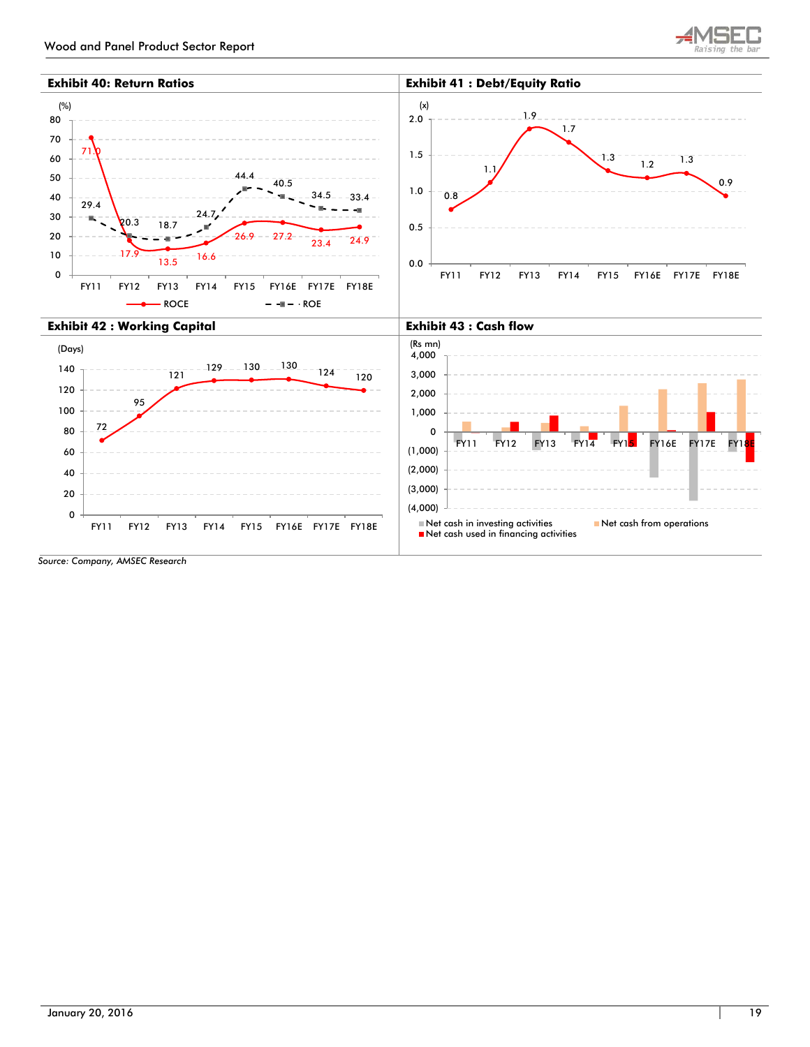### Exhibit 40: Return Ratios

| (%) | FY11 | FY12 | FY13 | FY14 | FY15 | FY16E | FY17E | FY18E |
|---|---|---|---|---|---|---|---|---|
| ROCE | 71.0 | 17.9 | 13.5 | 16.6 | 26.9 | 27.2 | 23.4 | 24.9 |
| ROE | 29.4 | 20.3 | 18.7 | 24.7 | 44.4 | 40.5 | 34.5 | 33.4 |

### Exhibit 41 : Debt/Equity Ratio

| (x) | FY11 | FY12 | FY13 | FY14 | FY15 | FY16E | FY17E | FY18E |
|---|---|---|---|---|---|---|---|---|
| Debt/Equity | 0.8 | 1.1 | 1.9 | 1.7 | 1.3 | 1.2 | 1.3 | 0.9 |

### Exhibit 42 : Working Capital

| (Days) | FY11 | FY12 | FY13 | FY14 | FY15 | FY16E | FY17E | FY18E |
|---|---|---|---|---|---|---|---|---|
| Working Capital | 72 | 95 | 121 | 129 | 130 | 130 | 124 | 120 |

### Exhibit 43 : Cash flow

(Rs mn) — Net cash in investing activities; Net cash from operations; Net cash used in financing activities (FY11–FY18E)

Source: Company, AMSEC Research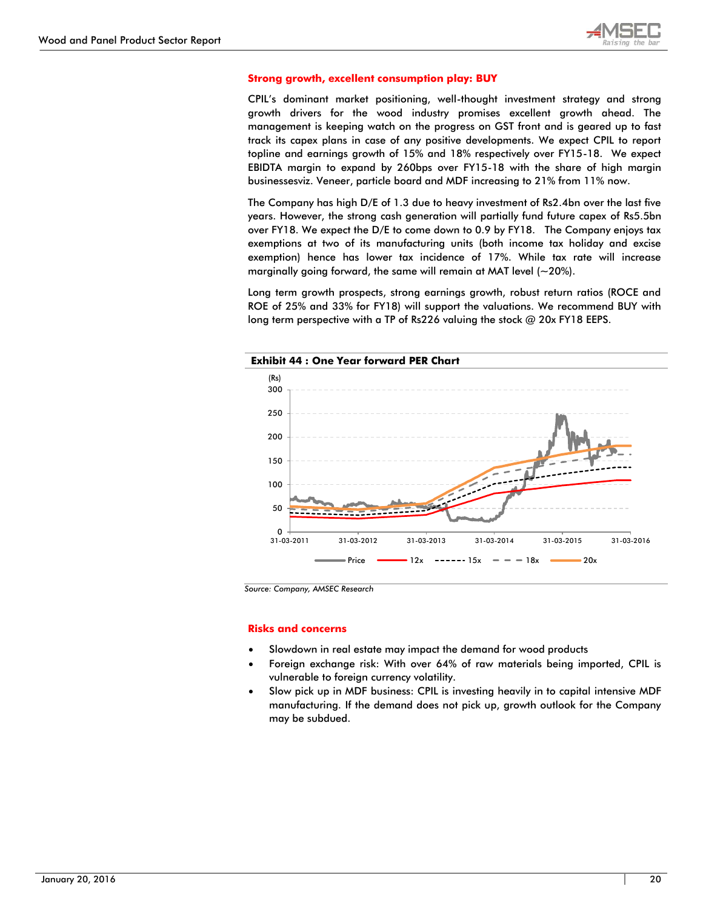## Strong growth, excellent consumption play: BUY

CPIL's dominant market positioning, well-thought investment strategy and strong growth drivers for the wood industry promises excellent growth ahead. The management is keeping watch on the progress on GST front and is geared up to fast track its capex plans in case of any positive developments. We expect CPIL to report topline and earnings growth of 15% and 18% respectively over FY15-18. We expect EBIDTA margin to expand by 260bps over FY15-18 with the share of high margin businessesviz. Veneer, particle board and MDF increasing to 21% from 11% now.

The Company has high D/E of 1.3 due to heavy investment of Rs2.4bn over the last five years. However, the strong cash generation will partially fund future capex of Rs5.5bn over FY18. We expect the D/E to come down to 0.9 by FY18. The Company enjoys tax exemptions at two of its manufacturing units (both income tax holiday and excise exemption) hence has lower tax incidence of 17%. While tax rate will increase marginally going forward, the same will remain at MAT level (~20%).

Long term growth prospects, strong earnings growth, robust return ratios (ROCE and ROE of 25% and 33% for FY18) will support the valuations. We recommend BUY with long term perspective with a TP of Rs226 valuing the stock @ 20x FY18 EEPS.

**Exhibit 44 : One Year forward PER Chart**

Source: Company, AMSEC Research

## Risks and concerns

- Slowdown in real estate may impact the demand for wood products
- Foreign exchange risk: With over 64% of raw materials being imported, CPIL is vulnerable to foreign currency volatility.
- Slow pick up in MDF business: CPIL is investing heavily in to capital intensive MDF manufacturing. If the demand does not pick up, growth outlook for the Company may be subdued.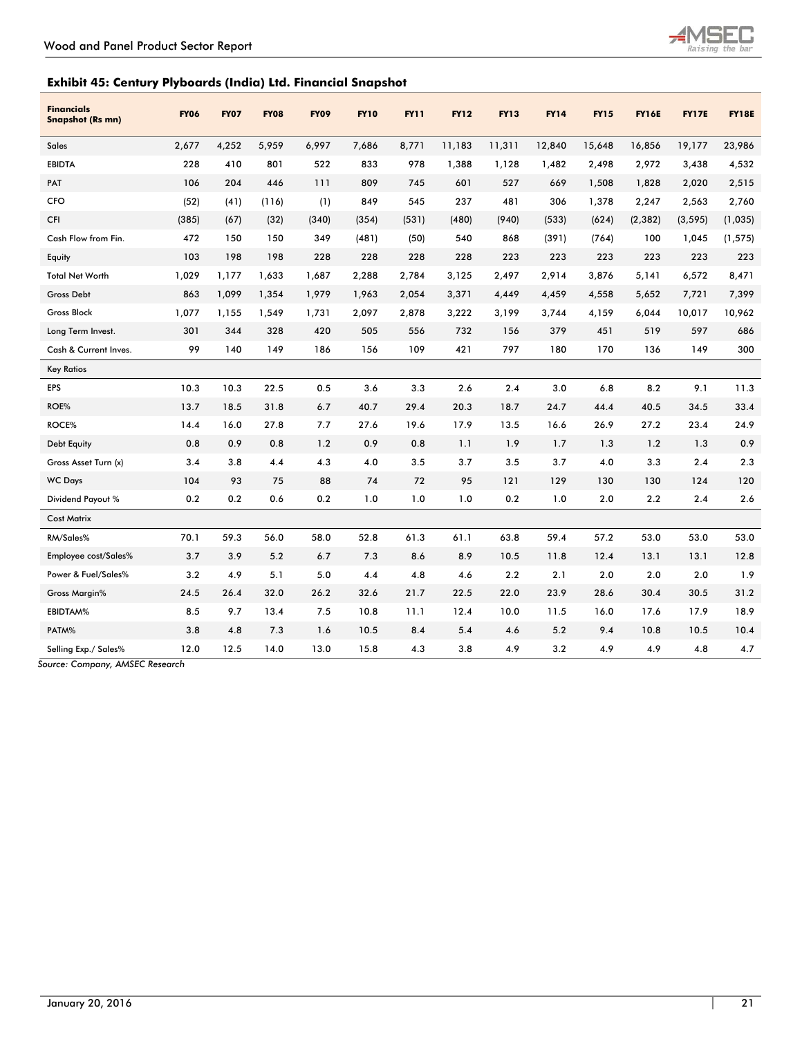### Exhibit 45: Century Plyboards (India) Ltd. Financial Snapshot

| Financials Snapshot (Rs mn) | FY06 | FY07 | FY08 | FY09 | FY10 | FY11 | FY12 | FY13 | FY14 | FY15 | FY16E | FY17E | FY18E |
|---|---|---|---|---|---|---|---|---|---|---|---|---|---|
| Sales | 2,677 | 4,252 | 5,959 | 6,997 | 7,686 | 8,771 | 11,183 | 11,311 | 12,840 | 15,648 | 16,856 | 19,177 | 23,986 |
| EBIDTA | 228 | 410 | 801 | 522 | 833 | 978 | 1,388 | 1,128 | 1,482 | 2,498 | 2,972 | 3,438 | 4,532 |
| PAT | 106 | 204 | 446 | 111 | 809 | 745 | 601 | 527 | 669 | 1,508 | 1,828 | 2,020 | 2,515 |
| CFO | (52) | (41) | (116) | (1) | 849 | 545 | 237 | 481 | 306 | 1,378 | 2,247 | 2,563 | 2,760 |
| CFI | (385) | (67) | (32) | (340) | (354) | (531) | (480) | (940) | (533) | (624) | (2,382) | (3,595) | (1,035) |
| Cash Flow from Fin. | 472 | 150 | 150 | 349 | (481) | (50) | 540 | 868 | (391) | (764) | 100 | 1,045 | (1,575) |
| Equity | 103 | 198 | 198 | 228 | 228 | 228 | 228 | 223 | 223 | 223 | 223 | 223 | 223 |
| Total Net Worth | 1,029 | 1,177 | 1,633 | 1,687 | 2,288 | 2,784 | 3,125 | 2,497 | 2,914 | 3,876 | 5,141 | 6,572 | 8,471 |
| Gross Debt | 863 | 1,099 | 1,354 | 1,979 | 1,963 | 2,054 | 3,371 | 4,449 | 4,459 | 4,558 | 5,652 | 7,721 | 7,399 |
| Gross Block | 1,077 | 1,155 | 1,549 | 1,731 | 2,097 | 2,878 | 3,222 | 3,199 | 3,744 | 4,159 | 6,044 | 10,017 | 10,962 |
| Long Term Invest. | 301 | 344 | 328 | 420 | 505 | 556 | 732 | 156 | 379 | 451 | 519 | 597 | 686 |
| Cash & Current Inves. | 99 | 140 | 149 | 186 | 156 | 109 | 421 | 797 | 180 | 170 | 136 | 149 | 300 |
| Key Ratios | | | | | | | | | | | | | |
| EPS | 10.3 | 10.3 | 22.5 | 0.5 | 3.6 | 3.3 | 2.6 | 2.4 | 3.0 | 6.8 | 8.2 | 9.1 | 11.3 |
| ROE% | 13.7 | 18.5 | 31.8 | 6.7 | 40.7 | 29.4 | 20.3 | 18.7 | 24.7 | 44.4 | 40.5 | 34.5 | 33.4 |
| ROCE% | 14.4 | 16.0 | 27.8 | 7.7 | 27.6 | 19.6 | 17.9 | 13.5 | 16.6 | 26.9 | 27.2 | 23.4 | 24.9 |
| Debt Equity | 0.8 | 0.9 | 0.8 | 1.2 | 0.9 | 0.8 | 1.1 | 1.9 | 1.7 | 1.3 | 1.2 | 1.3 | 0.9 |
| Gross Asset Turn (x) | 3.4 | 3.8 | 4.4 | 4.3 | 4.0 | 3.5 | 3.7 | 3.5 | 3.7 | 4.0 | 3.3 | 2.4 | 2.3 |
| WC Days | 104 | 93 | 75 | 88 | 74 | 72 | 95 | 121 | 129 | 130 | 130 | 124 | 120 |
| Dividend Payout % | 0.2 | 0.2 | 0.6 | 0.2 | 1.0 | 1.0 | 1.0 | 0.2 | 1.0 | 2.0 | 2.2 | 2.4 | 2.6 |
| Cost Matrix | | | | | | | | | | | | | |
| RM/Sales% | 70.1 | 59.3 | 56.0 | 58.0 | 52.8 | 61.3 | 61.1 | 63.8 | 59.4 | 57.2 | 53.0 | 53.0 | 53.0 |
| Employee cost/Sales% | 3.7 | 3.9 | 5.2 | 6.7 | 7.3 | 8.6 | 8.9 | 10.5 | 11.8 | 12.4 | 13.1 | 13.1 | 12.8 |
| Power & Fuel/Sales% | 3.2 | 4.9 | 5.1 | 5.0 | 4.4 | 4.8 | 4.6 | 2.2 | 2.1 | 2.0 | 2.0 | 2.0 | 1.9 |
| Gross Margin% | 24.5 | 26.4 | 32.0 | 26.2 | 32.6 | 21.7 | 22.5 | 22.0 | 23.9 | 28.6 | 30.4 | 30.5 | 31.2 |
| EBIDTAM% | 8.5 | 9.7 | 13.4 | 7.5 | 10.8 | 11.1 | 12.4 | 10.0 | 11.5 | 16.0 | 17.6 | 17.9 | 18.9 |
| PATM% | 3.8 | 4.8 | 7.3 | 1.6 | 10.5 | 8.4 | 5.4 | 4.6 | 5.2 | 9.4 | 10.8 | 10.5 | 10.4 |
| Selling Exp./ Sales% | 12.0 | 12.5 | 14.0 | 13.0 | 15.8 | 4.3 | 3.8 | 4.9 | 3.2 | 4.9 | 4.9 | 4.8 | 4.7 |

*Source: Company, AMSEC Research*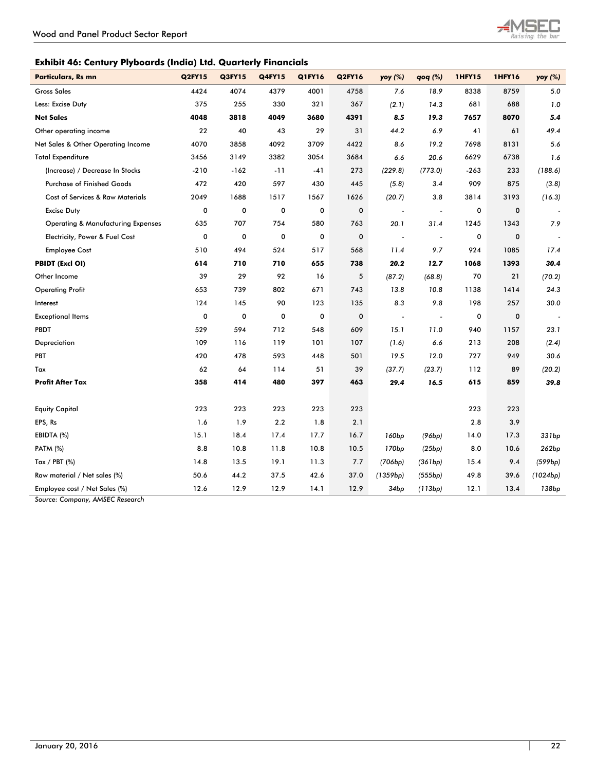### Exhibit 46: Century Plyboards (India) Ltd. Quarterly Financials

| Particulars, Rs mn | Q2FY15 | Q3FY15 | Q4FY15 | Q1FY16 | Q2FY16 | yoy (%) | qoq (%) | 1HFY15 | 1HFY16 | yoy (%) |
|---|---|---|---|---|---|---|---|---|---|---|
| Gross Sales | 4424 | 4074 | 4379 | 4001 | 4758 | 7.6 | 18.9 | 8338 | 8759 | 5.0 |
| Less: Excise Duty | 375 | 255 | 330 | 321 | 367 | (2.1) | 14.3 | 681 | 688 | 1.0 |
| **Net Sales** | **4048** | **3818** | **4049** | **3680** | **4391** | **8.5** | **19.3** | **7657** | **8070** | **5.4** |
| Other operating income | 22 | 40 | 43 | 29 | 31 | 44.2 | 6.9 | 41 | 61 | 49.4 |
| Net Sales & Other Operating Income | 4070 | 3858 | 4092 | 3709 | 4422 | 8.6 | 19.2 | 7698 | 8131 | 5.6 |
| Total Expenditure | 3456 | 3149 | 3382 | 3054 | 3684 | 6.6 | 20.6 | 6629 | 6738 | 1.6 |
| (Increase) / Decrease In Stocks | -210 | -162 | -11 | -41 | 273 | (229.8) | (773.0) | -263 | 233 | (188.6) |
| Purchase of Finished Goods | 472 | 420 | 597 | 430 | 445 | (5.8) | 3.4 | 909 | 875 | (3.8) |
| Cost of Services & Raw Materials | 2049 | 1688 | 1517 | 1567 | 1626 | (20.7) | 3.8 | 3814 | 3193 | (16.3) |
| Excise Duty | 0 | 0 | 0 | 0 | 0 | - | - | 0 | 0 | - |
| Operating & Manufacturing Expenses | 635 | 707 | 754 | 580 | 763 | 20.1 | 31.4 | 1245 | 1343 | 7.9 |
| Electricity, Power & Fuel Cost | 0 | 0 | 0 | 0 | 0 | - | - | 0 | 0 | - |
| Employee Cost | 510 | 494 | 524 | 517 | 568 | 11.4 | 9.7 | 924 | 1085 | 17.4 |
| **PBIDT (Excl OI)** | **614** | **710** | **710** | **655** | **738** | **20.2** | **12.7** | **1068** | **1393** | **30.4** |
| Other Income | 39 | 29 | 92 | 16 | 5 | (87.2) | (68.8) | 70 | 21 | (70.2) |
| Operating Profit | 653 | 739 | 802 | 671 | 743 | 13.8 | 10.8 | 1138 | 1414 | 24.3 |
| Interest | 124 | 145 | 90 | 123 | 135 | 8.3 | 9.8 | 198 | 257 | 30.0 |
| Exceptional Items | 0 | 0 | 0 | 0 | 0 | - | - | 0 | 0 | - |
| PBDT | 529 | 594 | 712 | 548 | 609 | 15.1 | 11.0 | 940 | 1157 | 23.1 |
| Depreciation | 109 | 116 | 119 | 101 | 107 | (1.6) | 6.6 | 213 | 208 | (2.4) |
| PBT | 420 | 478 | 593 | 448 | 501 | 19.5 | 12.0 | 727 | 949 | 30.6 |
| Tax | 62 | 64 | 114 | 51 | 39 | (37.7) | (23.7) | 112 | 89 | (20.2) |
| **Profit After Tax** | **358** | **414** | **480** | **397** | **463** | **29.4** | **16.5** | **615** | **859** | **39.8** |
| | | | | | | | | | | |
| Equity Capital | 223 | 223 | 223 | 223 | 223 | | | 223 | 223 | |
| EPS, Rs | 1.6 | 1.9 | 2.2 | 1.8 | 2.1 | | | 2.8 | 3.9 | |
| EBIDTA (%) | 15.1 | 18.4 | 17.4 | 17.7 | 16.7 | 160bp | (96bp) | 14.0 | 17.3 | 331bp |
| PATM (%) | 8.8 | 10.8 | 11.8 | 10.8 | 10.5 | 170bp | (25bp) | 8.0 | 10.6 | 262bp |
| Tax / PBT (%) | 14.8 | 13.5 | 19.1 | 11.3 | 7.7 | (706bp) | (361bp) | 15.4 | 9.4 | (599bp) |
| Raw material / Net sales (%) | 50.6 | 44.2 | 37.5 | 42.6 | 37.0 | (1359bp) | (555bp) | 49.8 | 39.6 | (1024bp) |
| Employee cost / Net Sales (%) | 12.6 | 12.9 | 12.9 | 14.1 | 12.9 | 34bp | (113bp) | 12.1 | 13.4 | 138bp |

*Source: Company, AMSEC Research*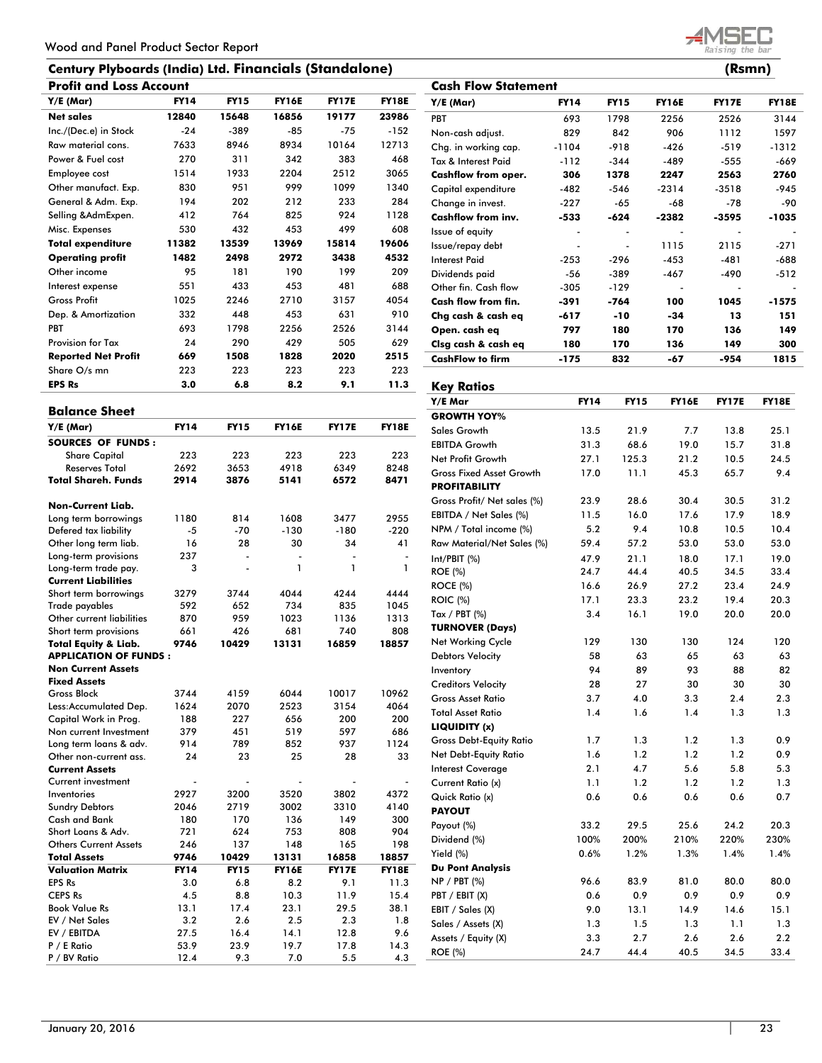## Century Plyboards (India) Ltd. Financials (Standalone)

(Rsmn)

### Profit and Loss Account

| Y/E (Mar) | FY14 | FY15 | FY16E | FY17E | FY18E |
|---|---|---|---|---|---|
| **Net sales** | **12840** | **15648** | **16856** | **19177** | **23986** |
| Inc./(Dec.e) in Stock | -24 | -389 | -85 | -75 | -152 |
| Raw material cons. | 7633 | 8946 | 8934 | 10164 | 12713 |
| Power & Fuel cost | 270 | 311 | 342 | 383 | 468 |
| Employee cost | 1514 | 1933 | 2204 | 2512 | 3065 |
| Other manufact. Exp. | 830 | 951 | 999 | 1099 | 1340 |
| General & Adm. Exp. | 194 | 202 | 212 | 233 | 284 |
| Selling &AdmExpen. | 412 | 764 | 825 | 924 | 1128 |
| Misc. Expenses | 530 | 432 | 453 | 499 | 608 |
| **Total expenditure** | **11382** | **13539** | **13969** | **15814** | **19606** |
| **Operating profit** | **1482** | **2498** | **2972** | **3438** | **4532** |
| Other income | 95 | 181 | 190 | 199 | 209 |
| Interest expense | 551 | 433 | 453 | 481 | 688 |
| Gross Profit | 1025 | 2246 | 2710 | 3157 | 4054 |
| Dep. & Amortization | 332 | 448 | 453 | 631 | 910 |
| PBT | 693 | 1798 | 2256 | 2526 | 3144 |
| Provision for Tax | 24 | 290 | 429 | 505 | 629 |
| **Reported Net Profit** | **669** | **1508** | **1828** | **2020** | **2515** |
| Share O/s mn | 223 | 223 | 223 | 223 | 223 |
| **EPS Rs** | **3.0** | **6.8** | **8.2** | **9.1** | **11.3** |

### Balance Sheet

| Y/E (Mar) | FY14 | FY15 | FY16E | FY17E | FY18E |
|---|---|---|---|---|---|
| **SOURCES OF FUNDS :** | | | | | |
| Share Capital | 223 | 223 | 223 | 223 | 223 |
| Reserves Total | 2692 | 3653 | 4918 | 6349 | 8248 |
| **Total Shareh. Funds** | **2914** | **3876** | **5141** | **6572** | **8471** |
| **Non-Current Liab.** | | | | | |
| Long term borrowings | 1180 | 814 | 1608 | 3477 | 2955 |
| Defered tax liability | -5 | -70 | -130 | -180 | -220 |
| Other long term liab. | 16 | 28 | 30 | 34 | 41 |
| Long-term provisions | 237 | - | - | - | - |
| Long-term trade pay. | 3 | - | 1 | 1 | 1 |
| **Current Liabilities** | | | | | |
| Short term borrowings | 3279 | 3744 | 4044 | 4244 | 4444 |
| Trade payables | 592 | 652 | 734 | 835 | 1045 |
| Other current liabilities | 870 | 959 | 1023 | 1136 | 1313 |
| Short term provisions | 661 | 426 | 681 | 740 | 808 |
| **Total Equity & Liab.** | **9746** | **10429** | **13131** | **16859** | **18857** |
| **APPLICATION OF FUNDS :** | | | | | |
| **Non Current Assets** | | | | | |
| **Fixed Assets** | | | | | |
| Gross Block | 3744 | 4159 | 6044 | 10017 | 10962 |
| Less:Accumulated Dep. | 1624 | 2070 | 2523 | 3154 | 4064 |
| Capital Work in Prog. | 188 | 227 | 656 | 200 | 200 |
| Non current Investment | 379 | 451 | 519 | 597 | 686 |
| Long term loans & adv. | 914 | 789 | 852 | 937 | 1124 |
| Other non-current ass. | 24 | 23 | 25 | 28 | 33 |
| **Current Assets** | | | | | |
| Current investment | - | - | - | - | - |
| Inventories | 2927 | 3200 | 3520 | 3802 | 4372 |
| Sundry Debtors | 2046 | 2719 | 3002 | 3310 | 4140 |
| Cash and Bank | 180 | 170 | 136 | 149 | 300 |
| Short Loans & Adv. | 721 | 624 | 753 | 808 | 904 |
| Others Current Assets | 246 | 137 | 148 | 165 | 198 |
| **Total Assets** | **9746** | **10429** | **13131** | **16858** | **18857** |

### Valuation Matrix

| Valuation Matrix | FY14 | FY15 | FY16E | FY17E | FY18E |
|---|---|---|---|---|---|
| EPS Rs | 3.0 | 6.8 | 8.2 | 9.1 | 11.3 |
| CEPS Rs | 4.5 | 8.8 | 10.3 | 11.9 | 15.4 |
| Book Value Rs | 13.1 | 17.4 | 23.1 | 29.5 | 38.1 |
| EV / Net Sales | 3.2 | 2.6 | 2.5 | 2.3 | 1.8 |
| EV / EBITDA | 27.5 | 16.4 | 14.1 | 12.8 | 9.6 |
| P / E Ratio | 53.9 | 23.9 | 19.7 | 17.8 | 14.3 |
| P / BV Ratio | 12.4 | 9.3 | 7.0 | 5.5 | 4.3 |

### Cash Flow Statement

| Y/E (Mar) | FY14 | FY15 | FY16E | FY17E | FY18E |
|---|---|---|---|---|---|
| PBT | 693 | 1798 | 2256 | 2526 | 3144 |
| Non-cash adjust. | 829 | 842 | 906 | 1112 | 1597 |
| Chg. in working cap. | -1104 | -918 | -426 | -519 | -1312 |
| Tax & Interest Paid | -112 | -344 | -489 | -555 | -669 |
| **Cashflow from oper.** | **306** | **1378** | **2247** | **2563** | **2760** |
| Capital expenditure | -482 | -546 | -2314 | -3518 | -945 |
| Change in invest. | -227 | -65 | -68 | -78 | -90 |
| **Cashflow from inv.** | **-533** | **-624** | **-2382** | **-3595** | **-1035** |
| Issue of equity | - | - | - | - | - |
| Issue/repay debt | - | - | 1115 | 2115 | -271 |
| Interest Paid | -253 | -296 | -453 | -481 | -688 |
| Dividends paid | -56 | -389 | -467 | -490 | -512 |
| Other fin. Cash flow | -305 | -129 | - | - | - |
| **Cash flow from fin.** | **-391** | **-764** | **100** | **1045** | **-1575** |
| **Chg cash & cash eq** | **-617** | **-10** | **-34** | **13** | **151** |
| **Open. cash eq** | **797** | **180** | **170** | **136** | **149** |
| **Clsg cash & cash eq** | **180** | **170** | **136** | **149** | **300** |
| **CashFlow to firm** | **-175** | **832** | **-67** | **-954** | **1815** |

### Key Ratios

| Y/E Mar | FY14 | FY15 | FY16E | FY17E | FY18E |
|---|---|---|---|---|---|
| **GROWTH YOY%** | | | | | |
| Sales Growth | 13.5 | 21.9 | 7.7 | 13.8 | 25.1 |
| EBITDA Growth | 31.3 | 68.6 | 19.0 | 15.7 | 31.8 |
| Net Profit Growth | 27.1 | 125.3 | 21.2 | 10.5 | 24.5 |
| Gross Fixed Asset Growth | 17.0 | 11.1 | 45.3 | 65.7 | 9.4 |
| **PROFITABILITY** | | | | | |
| Gross Profit/ Net sales (%) | 23.9 | 28.6 | 30.4 | 30.5 | 31.2 |
| EBITDA / Net Sales (%) | 11.5 | 16.0 | 17.6 | 17.9 | 18.9 |
| NPM / Total income (%) | 5.2 | 9.4 | 10.8 | 10.5 | 10.4 |
| Raw Material/Net Sales (%) | 59.4 | 57.2 | 53.0 | 53.0 | 53.0 |
| Int/PBIT (%) | 47.9 | 21.1 | 18.0 | 17.1 | 19.0 |
| ROE (%) | 24.7 | 44.4 | 40.5 | 34.5 | 33.4 |
| ROCE (%) | 16.6 | 26.9 | 27.2 | 23.4 | 24.9 |
| ROIC (%) | 17.1 | 23.3 | 23.2 | 19.4 | 20.3 |
| Tax / PBT (%) | 3.4 | 16.1 | 19.0 | 20.0 | 20.0 |
| **TURNOVER (Days)** | | | | | |
| Net Working Cycle | 129 | 130 | 130 | 124 | 120 |
| Debtors Velocity | 58 | 63 | 65 | 63 | 63 |
| Inventory | 94 | 89 | 93 | 88 | 82 |
| Creditors Velocity | 28 | 27 | 30 | 30 | 30 |
| Gross Asset Ratio | 3.7 | 4.0 | 3.3 | 2.4 | 2.3 |
| Total Asset Ratio | 1.4 | 1.6 | 1.4 | 1.3 | 1.3 |
| **LIQUIDITY (x)** | | | | | |
| Gross Debt-Equity Ratio | 1.7 | 1.3 | 1.2 | 1.3 | 0.9 |
| Net Debt-Equity Ratio | 1.6 | 1.2 | 1.2 | 1.2 | 0.9 |
| Interest Coverage | 2.1 | 4.7 | 5.6 | 5.8 | 5.3 |
| Current Ratio (x) | 1.1 | 1.2 | 1.2 | 1.2 | 1.3 |
| Quick Ratio (x) | 0.6 | 0.6 | 0.6 | 0.6 | 0.7 |
| **PAYOUT** | | | | | |
| Payout (%) | 33.2 | 29.5 | 25.6 | 24.2 | 20.3 |
| Dividend (%) | 100% | 200% | 210% | 220% | 230% |
| Yield (%) | 0.6% | 1.2% | 1.3% | 1.4% | 1.4% |
| **Du Pont Analysis** | | | | | |
| NP / PBT (%) | 96.6 | 83.9 | 81.0 | 80.0 | 80.0 |
| PBT / EBIT (X) | 0.6 | 0.9 | 0.9 | 0.9 | 0.9 |
| EBIT / Sales (X) | 9.0 | 13.1 | 14.9 | 14.6 | 15.1 |
| Sales / Assets (X) | 1.3 | 1.5 | 1.3 | 1.1 | 1.3 |
| Assets / Equity (X) | 3.3 | 2.7 | 2.6 | 2.6 | 2.2 |
| ROE (%) | 24.7 | 44.4 | 40.5 | 34.5 | 33.4 |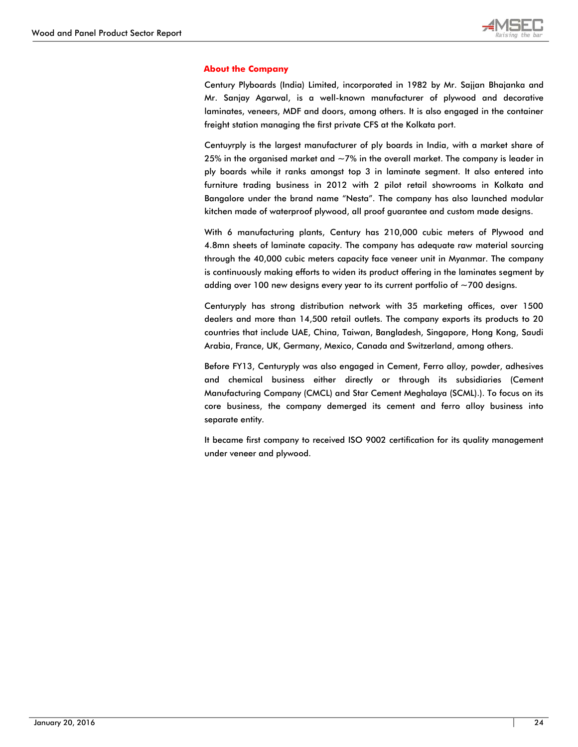## About the Company

Century Plyboards (India) Limited, incorporated in 1982 by Mr. Sajjan Bhajanka and Mr. Sanjay Agarwal, is a well-known manufacturer of plywood and decorative laminates, veneers, MDF and doors, among others. It is also engaged in the container freight station managing the first private CFS at the Kolkata port.

Centuyrply is the largest manufacturer of ply boards in India, with a market share of 25% in the organised market and ~7% in the overall market. The company is leader in ply boards while it ranks amongst top 3 in laminate segment. It also entered into furniture trading business in 2012 with 2 pilot retail showrooms in Kolkata and Bangalore under the brand name "Nesta". The company has also launched modular kitchen made of waterproof plywood, all proof guarantee and custom made designs.

With 6 manufacturing plants, Century has 210,000 cubic meters of Plywood and 4.8mn sheets of laminate capacity. The company has adequate raw material sourcing through the 40,000 cubic meters capacity face veneer unit in Myanmar. The company is continuously making efforts to widen its product offering in the laminates segment by adding over 100 new designs every year to its current portfolio of ~700 designs.

Centuryply has strong distribution network with 35 marketing offices, over 1500 dealers and more than 14,500 retail outlets. The company exports its products to 20 countries that include UAE, China, Taiwan, Bangladesh, Singapore, Hong Kong, Saudi Arabia, France, UK, Germany, Mexico, Canada and Switzerland, among others.

Before FY13, Centuryply was also engaged in Cement, Ferro alloy, powder, adhesives and chemical business either directly or through its subsidiaries (Cement Manufacturing Company (CMCL) and Star Cement Meghalaya (SCML).). To focus on its core business, the company demerged its cement and ferro alloy business into separate entity.

It became first company to received ISO 9002 certification for its quality management under veneer and plywood.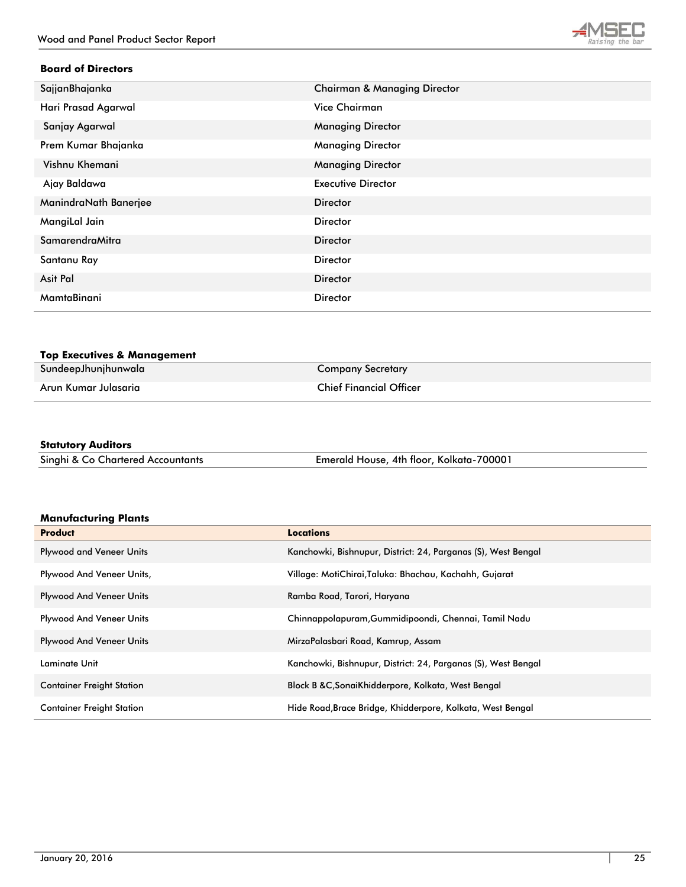**Board of Directors**

| | |
|---|---|
| SajjanBhajanka | Chairman & Managing Director |
| Hari Prasad Agarwal | Vice Chairman |
| Sanjay Agarwal | Managing Director |
| Prem Kumar Bhajanka | Managing Director |
| Vishnu Khemani | Managing Director |
| Ajay Baldawa | Executive Director |
| ManindraNath Banerjee | Director |
| MangiLal Jain | Director |
| SamarendraMitra | Director |
| Santanu Ray | Director |
| Asit Pal | Director |
| MamtaBinani | Director |

**Top Executives & Management**

| | |
|---|---|
| SundeepJhunjhunwala | Company Secretary |
| Arun Kumar Julasaria | Chief Financial Officer |

**Statutory Auditors**

| | |
|---|---|
| Singhi & Co Chartered Accountants | Emerald House, 4th floor, Kolkata-700001 |

**Manufacturing Plants**

| Product | Locations |
|---|---|
| Plywood and Veneer Units | Kanchowki, Bishnupur, District: 24, Parganas (S), West Bengal |
| Plywood And Veneer Units, | Village: MotiChirai,Taluka: Bhachau, Kachahh, Gujarat |
| Plywood And Veneer Units | Ramba Road, Tarori, Haryana |
| Plywood And Veneer Units | Chinnappolapuram,Gummidipoondi, Chennai, Tamil Nadu |
| Plywood And Veneer Units | MirzaPalasbari Road, Kamrup, Assam |
| Laminate Unit | Kanchowki, Bishnupur, District: 24, Parganas (S), West Bengal |
| Container Freight Station | Block B &C,SonaiKhidderpore, Kolkata, West Bengal |
| Container Freight Station | Hide Road,Brace Bridge, Khidderpore, Kolkata, West Bengal |